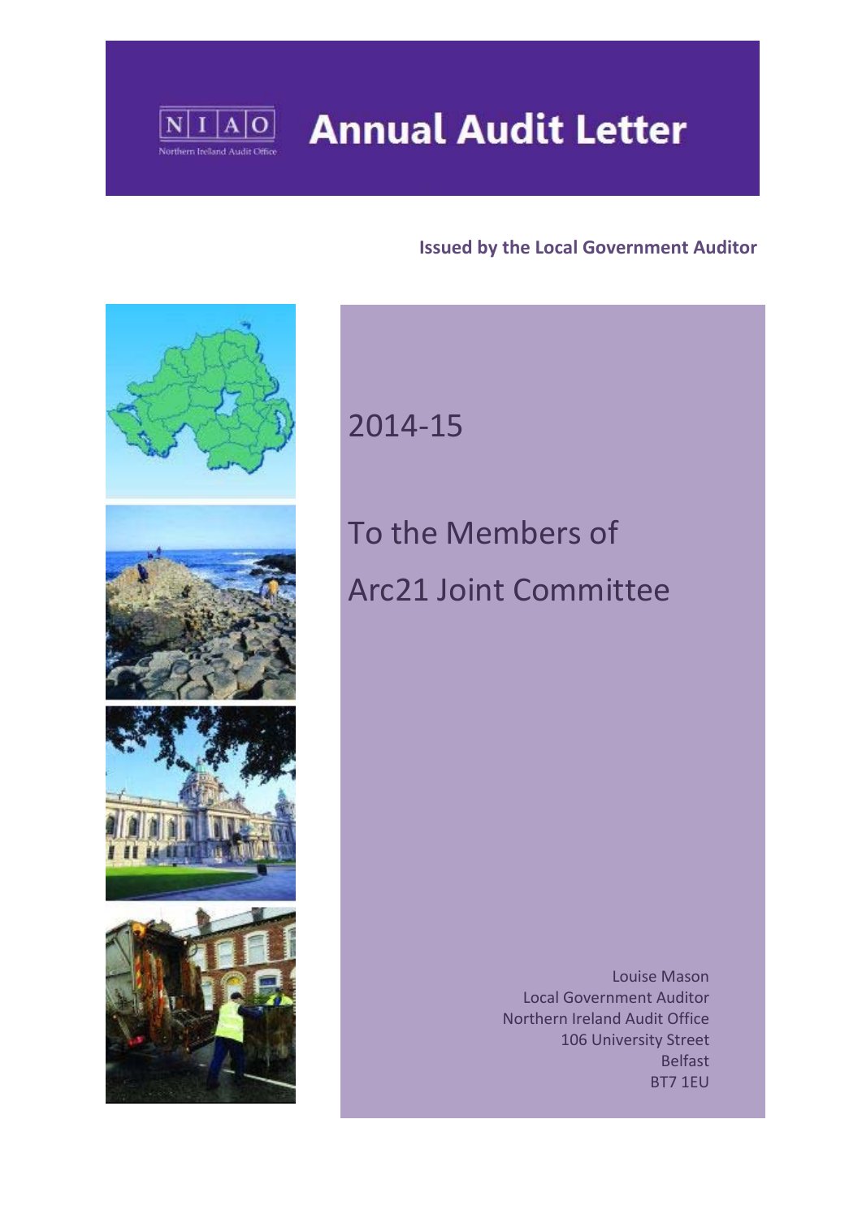NIAO
Northern Ireland Audit Office

# Annual Audit Letter

**Issued by the Local Government Auditor**

2014-15

## To the Members of Arc21 Joint Committee

Louise Mason
Local Government Auditor
Northern Ireland Audit Office
106 University Street
Belfast
BT7 1EU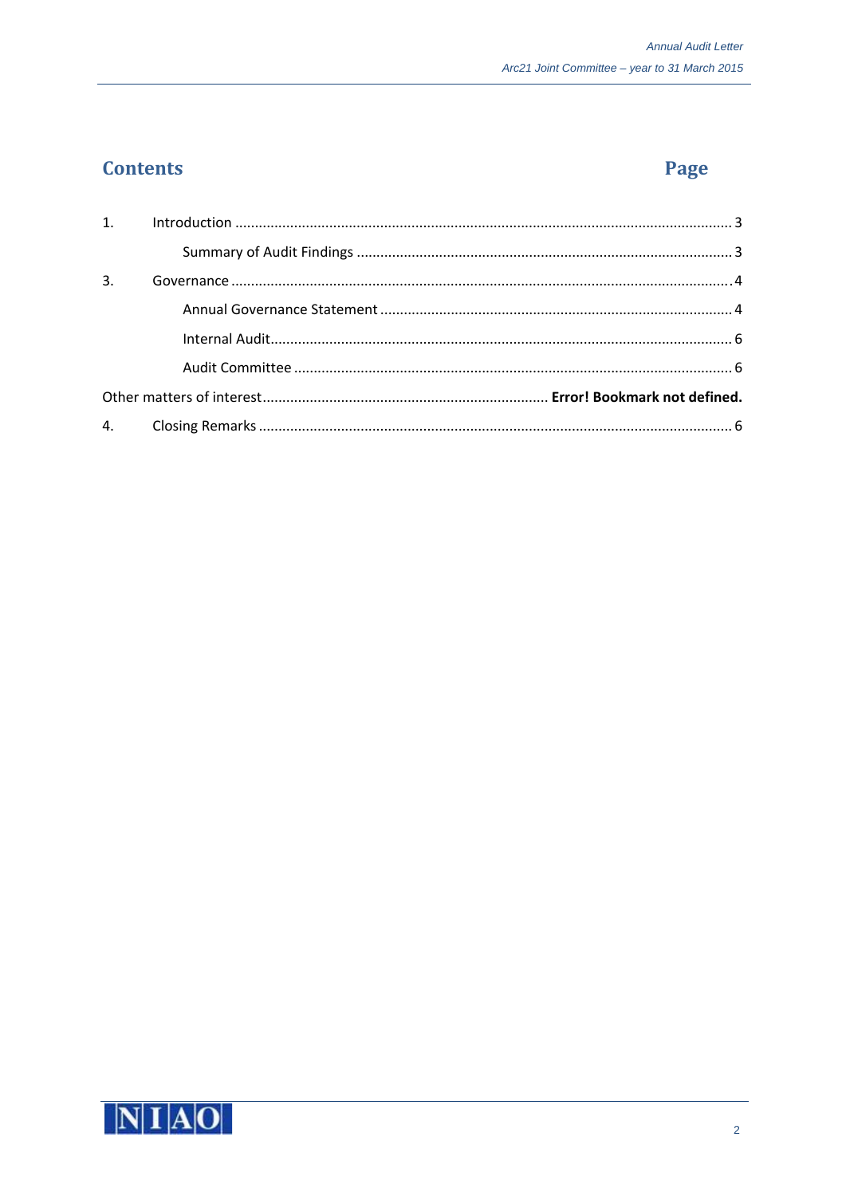# Contents

| | | Page |
|---|---|---|
| 1. | Introduction | 3 |
| | Summary of Audit Findings | 3 |
| 3. | Governance | 4 |
| | Annual Governance Statement | 4 |
| | Internal Audit | 6 |
| | Audit Committee | 6 |
| Other matters of interest | | **Error! Bookmark not defined.** |
| 4. | Closing Remarks | 6 |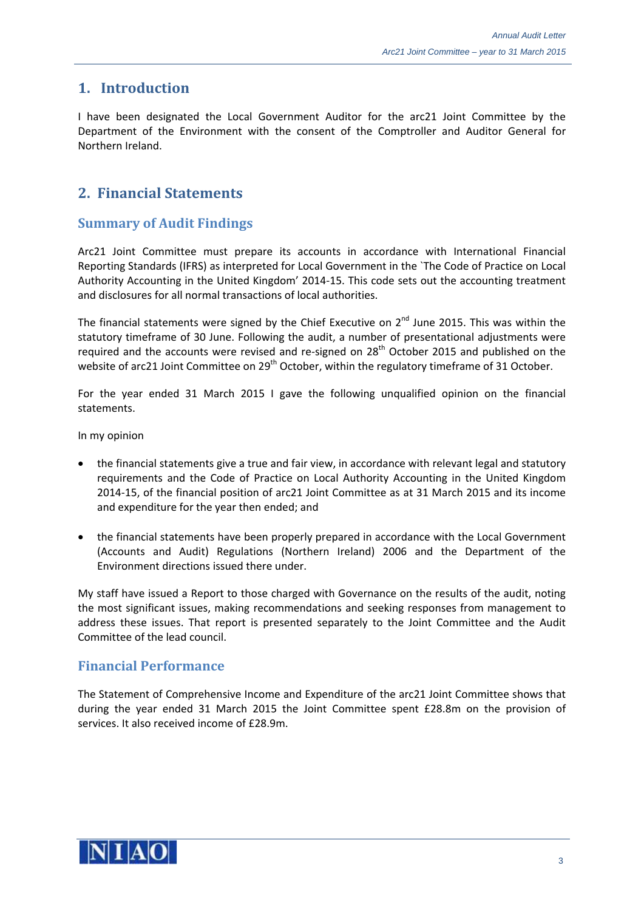# 1. Introduction

I have been designated the Local Government Auditor for the arc21 Joint Committee by the Department of the Environment with the consent of the Comptroller and Auditor General for Northern Ireland.

# 2. Financial Statements

## Summary of Audit Findings

Arc21 Joint Committee must prepare its accounts in accordance with International Financial Reporting Standards (IFRS) as interpreted for Local Government in the `The Code of Practice on Local Authority Accounting in the United Kingdom' 2014-15. This code sets out the accounting treatment and disclosures for all normal transactions of local authorities.

The financial statements were signed by the Chief Executive on 2nd June 2015. This was within the statutory timeframe of 30 June. Following the audit, a number of presentational adjustments were required and the accounts were revised and re-signed on 28th October 2015 and published on the website of arc21 Joint Committee on 29th October, within the regulatory timeframe of 31 October.

For the year ended 31 March 2015 I gave the following unqualified opinion on the financial statements.

In my opinion

- the financial statements give a true and fair view, in accordance with relevant legal and statutory requirements and the Code of Practice on Local Authority Accounting in the United Kingdom 2014-15, of the financial position of arc21 Joint Committee as at 31 March 2015 and its income and expenditure for the year then ended; and

- the financial statements have been properly prepared in accordance with the Local Government (Accounts and Audit) Regulations (Northern Ireland) 2006 and the Department of the Environment directions issued there under.

My staff have issued a Report to those charged with Governance on the results of the audit, noting the most significant issues, making recommendations and seeking responses from management to address these issues. That report is presented separately to the Joint Committee and the Audit Committee of the lead council.

## Financial Performance

The Statement of Comprehensive Income and Expenditure of the arc21 Joint Committee shows that during the year ended 31 March 2015 the Joint Committee spent £28.8m on the provision of services. It also received income of £28.9m.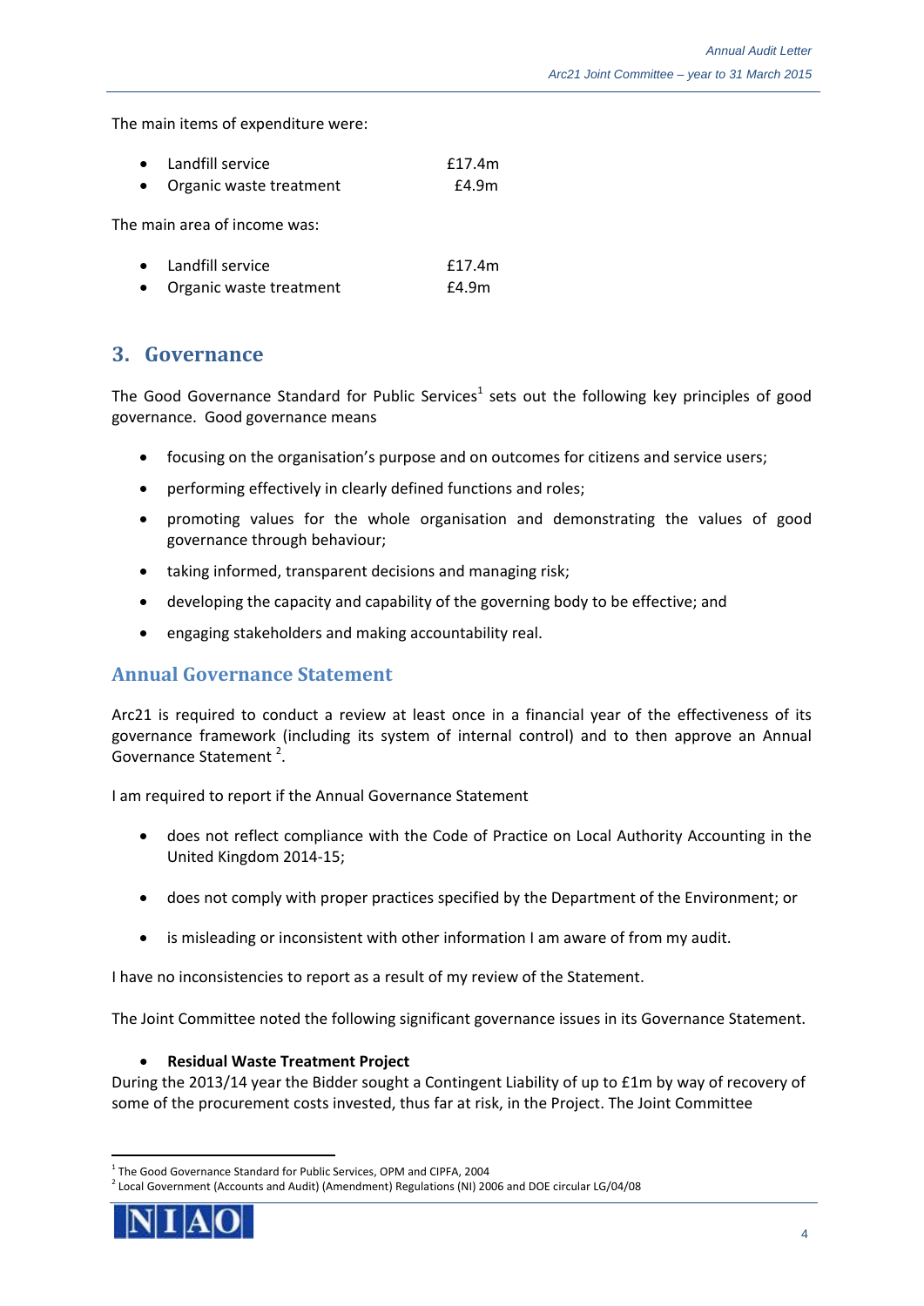The main items of expenditure were:

- Landfill service £17.4m
- Organic waste treatment £4.9m

The main area of income was:

- Landfill service £17.4m
- Organic waste treatment £4.9m

## 3. Governance

The Good Governance Standard for Public Services[1] sets out the following key principles of good governance. Good governance means

- focusing on the organisation's purpose and on outcomes for citizens and service users;
- performing effectively in clearly defined functions and roles;
- promoting values for the whole organisation and demonstrating the values of good governance through behaviour;
- taking informed, transparent decisions and managing risk;
- developing the capacity and capability of the governing body to be effective; and
- engaging stakeholders and making accountability real.

### Annual Governance Statement

Arc21 is required to conduct a review at least once in a financial year of the effectiveness of its governance framework (including its system of internal control) and to then approve an Annual Governance Statement [2].

I am required to report if the Annual Governance Statement

- does not reflect compliance with the Code of Practice on Local Authority Accounting in the United Kingdom 2014-15;
- does not comply with proper practices specified by the Department of the Environment; or
- is misleading or inconsistent with other information I am aware of from my audit.

I have no inconsistencies to report as a result of my review of the Statement.

The Joint Committee noted the following significant governance issues in its Governance Statement.

- **Residual Waste Treatment Project**

During the 2013/14 year the Bidder sought a Contingent Liability of up to £1m by way of recovery of some of the procurement costs invested, thus far at risk, in the Project. The Joint Committee

[1] The Good Governance Standard for Public Services, OPM and CIPFA, 2004

[2] Local Government (Accounts and Audit) (Amendment) Regulations (NI) 2006 and DOE circular LG/04/08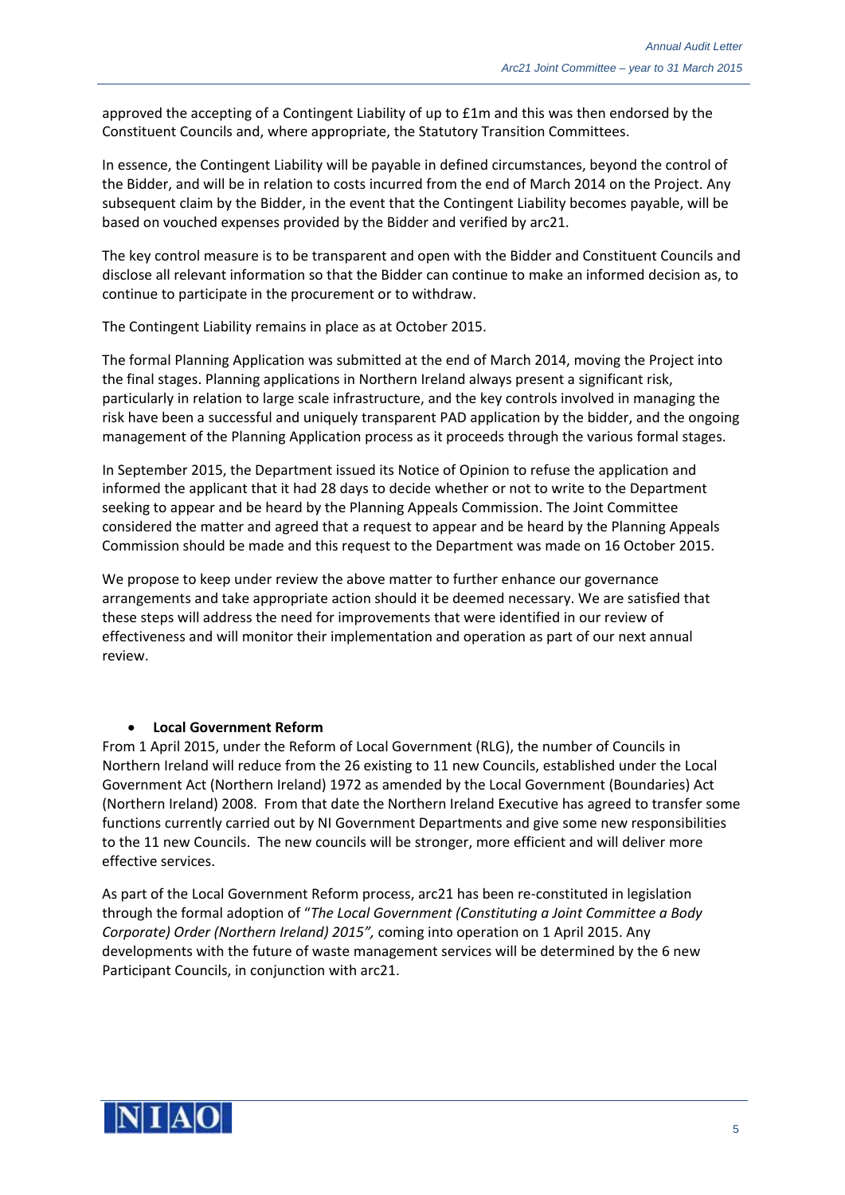approved the accepting of a Contingent Liability of up to £1m and this was then endorsed by the Constituent Councils and, where appropriate, the Statutory Transition Committees.

In essence, the Contingent Liability will be payable in defined circumstances, beyond the control of the Bidder, and will be in relation to costs incurred from the end of March 2014 on the Project. Any subsequent claim by the Bidder, in the event that the Contingent Liability becomes payable, will be based on vouched expenses provided by the Bidder and verified by arc21.

The key control measure is to be transparent and open with the Bidder and Constituent Councils and disclose all relevant information so that the Bidder can continue to make an informed decision as, to continue to participate in the procurement or to withdraw.

The Contingent Liability remains in place as at October 2015.

The formal Planning Application was submitted at the end of March 2014, moving the Project into the final stages. Planning applications in Northern Ireland always present a significant risk, particularly in relation to large scale infrastructure, and the key controls involved in managing the risk have been a successful and uniquely transparent PAD application by the bidder, and the ongoing management of the Planning Application process as it proceeds through the various formal stages.

In September 2015, the Department issued its Notice of Opinion to refuse the application and informed the applicant that it had 28 days to decide whether or not to write to the Department seeking to appear and be heard by the Planning Appeals Commission. The Joint Committee considered the matter and agreed that a request to appear and be heard by the Planning Appeals Commission should be made and this request to the Department was made on 16 October 2015.

We propose to keep under review the above matter to further enhance our governance arrangements and take appropriate action should it be deemed necessary. We are satisfied that these steps will address the need for improvements that were identified in our review of effectiveness and will monitor their implementation and operation as part of our next annual review.

- **Local Government Reform**

From 1 April 2015, under the Reform of Local Government (RLG), the number of Councils in Northern Ireland will reduce from the 26 existing to 11 new Councils, established under the Local Government Act (Northern Ireland) 1972 as amended by the Local Government (Boundaries) Act (Northern Ireland) 2008. From that date the Northern Ireland Executive has agreed to transfer some functions currently carried out by NI Government Departments and give some new responsibilities to the 11 new Councils. The new councils will be stronger, more efficient and will deliver more effective services.

As part of the Local Government Reform process, arc21 has been re-constituted in legislation through the formal adoption of "*The Local Government (Constituting a Joint Committee a Body Corporate) Order (Northern Ireland) 2015",* coming into operation on 1 April 2015. Any developments with the future of waste management services will be determined by the 6 new Participant Councils, in conjunction with arc21.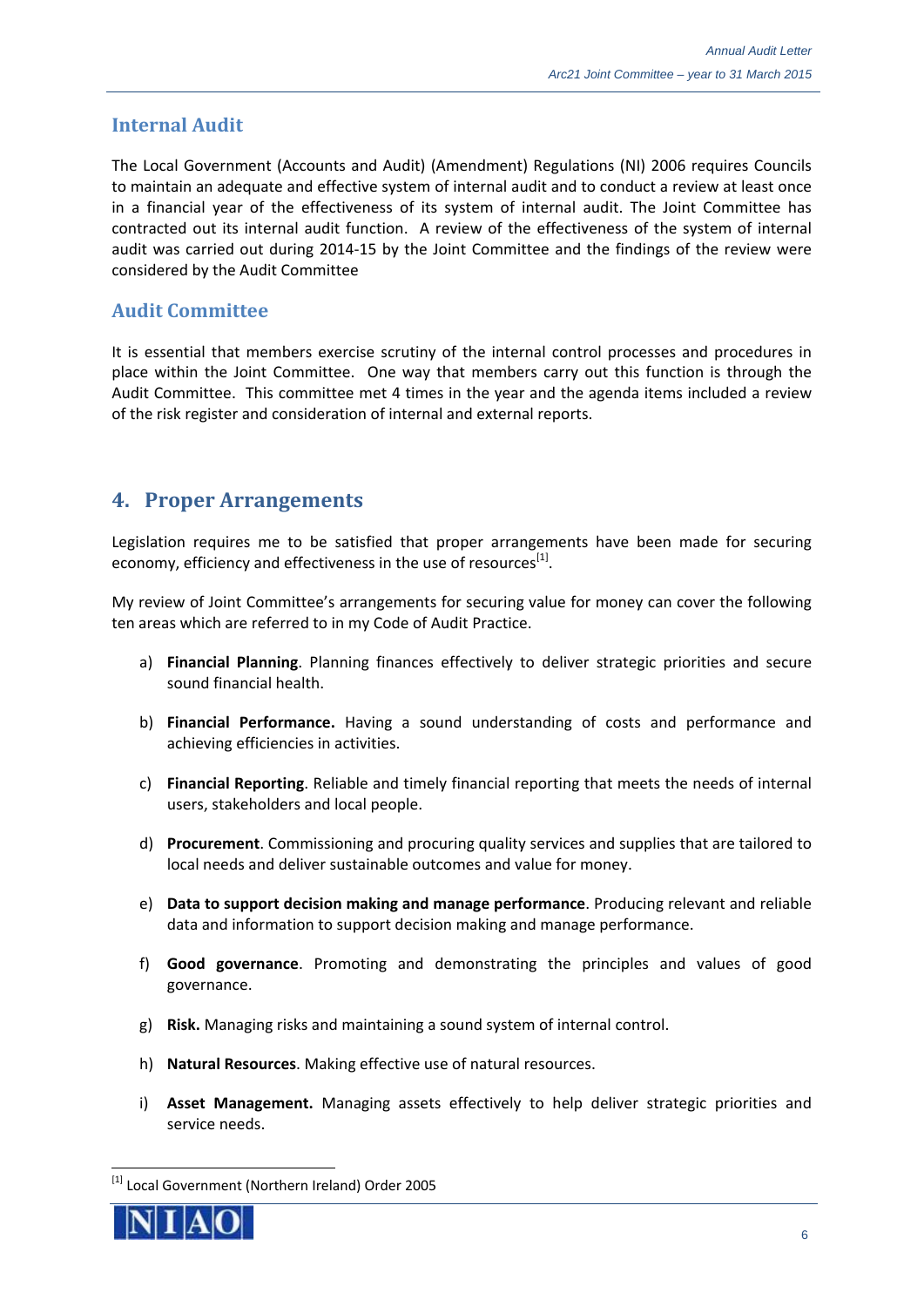## Internal Audit

The Local Government (Accounts and Audit) (Amendment) Regulations (NI) 2006 requires Councils to maintain an adequate and effective system of internal audit and to conduct a review at least once in a financial year of the effectiveness of its system of internal audit. The Joint Committee has contracted out its internal audit function. A review of the effectiveness of the system of internal audit was carried out during 2014-15 by the Joint Committee and the findings of the review were considered by the Audit Committee

## Audit Committee

It is essential that members exercise scrutiny of the internal control processes and procedures in place within the Joint Committee. One way that members carry out this function is through the Audit Committee. This committee met 4 times in the year and the agenda items included a review of the risk register and consideration of internal and external reports.

# 4. Proper Arrangements

Legislation requires me to be satisfied that proper arrangements have been made for securing economy, efficiency and effectiveness in the use of resources[1].

My review of Joint Committee's arrangements for securing value for money can cover the following ten areas which are referred to in my Code of Audit Practice.

a) **Financial Planning**. Planning finances effectively to deliver strategic priorities and secure sound financial health.

b) **Financial Performance.** Having a sound understanding of costs and performance and achieving efficiencies in activities.

c) **Financial Reporting**. Reliable and timely financial reporting that meets the needs of internal users, stakeholders and local people.

d) **Procurement**. Commissioning and procuring quality services and supplies that are tailored to local needs and deliver sustainable outcomes and value for money.

e) **Data to support decision making and manage performance**. Producing relevant and reliable data and information to support decision making and manage performance.

f) **Good governance**. Promoting and demonstrating the principles and values of good governance.

g) **Risk.** Managing risks and maintaining a sound system of internal control.

h) **Natural Resources**. Making effective use of natural resources.

i) **Asset Management.** Managing assets effectively to help deliver strategic priorities and service needs.

[1] Local Government (Northern Ireland) Order 2005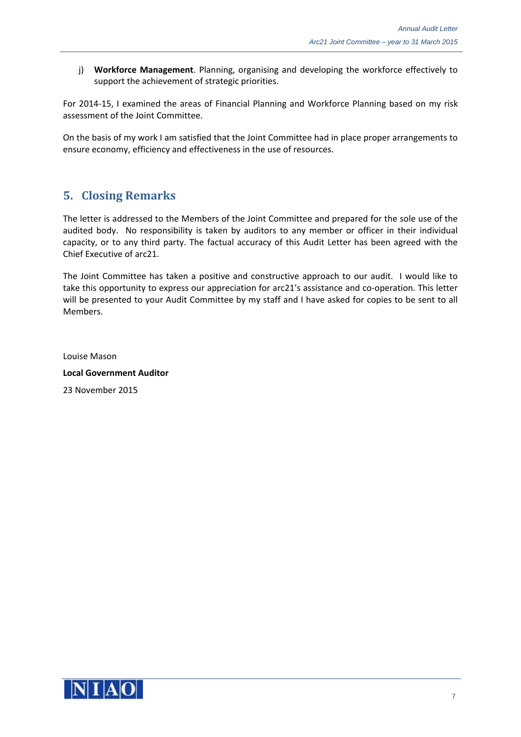j) **Workforce Management**. Planning, organising and developing the workforce effectively to support the achievement of strategic priorities.

For 2014-15, I examined the areas of Financial Planning and Workforce Planning based on my risk assessment of the Joint Committee.

On the basis of my work I am satisfied that the Joint Committee had in place proper arrangements to ensure economy, efficiency and effectiveness in the use of resources.

## 5. Closing Remarks

The letter is addressed to the Members of the Joint Committee and prepared for the sole use of the audited body. No responsibility is taken by auditors to any member or officer in their individual capacity, or to any third party. The factual accuracy of this Audit Letter has been agreed with the Chief Executive of arc21.

The Joint Committee has taken a positive and constructive approach to our audit. I would like to take this opportunity to express our appreciation for arc21's assistance and co-operation. This letter will be presented to your Audit Committee by my staff and I have asked for copies to be sent to all Members.

Louise Mason

**Local Government Auditor**

23 November 2015